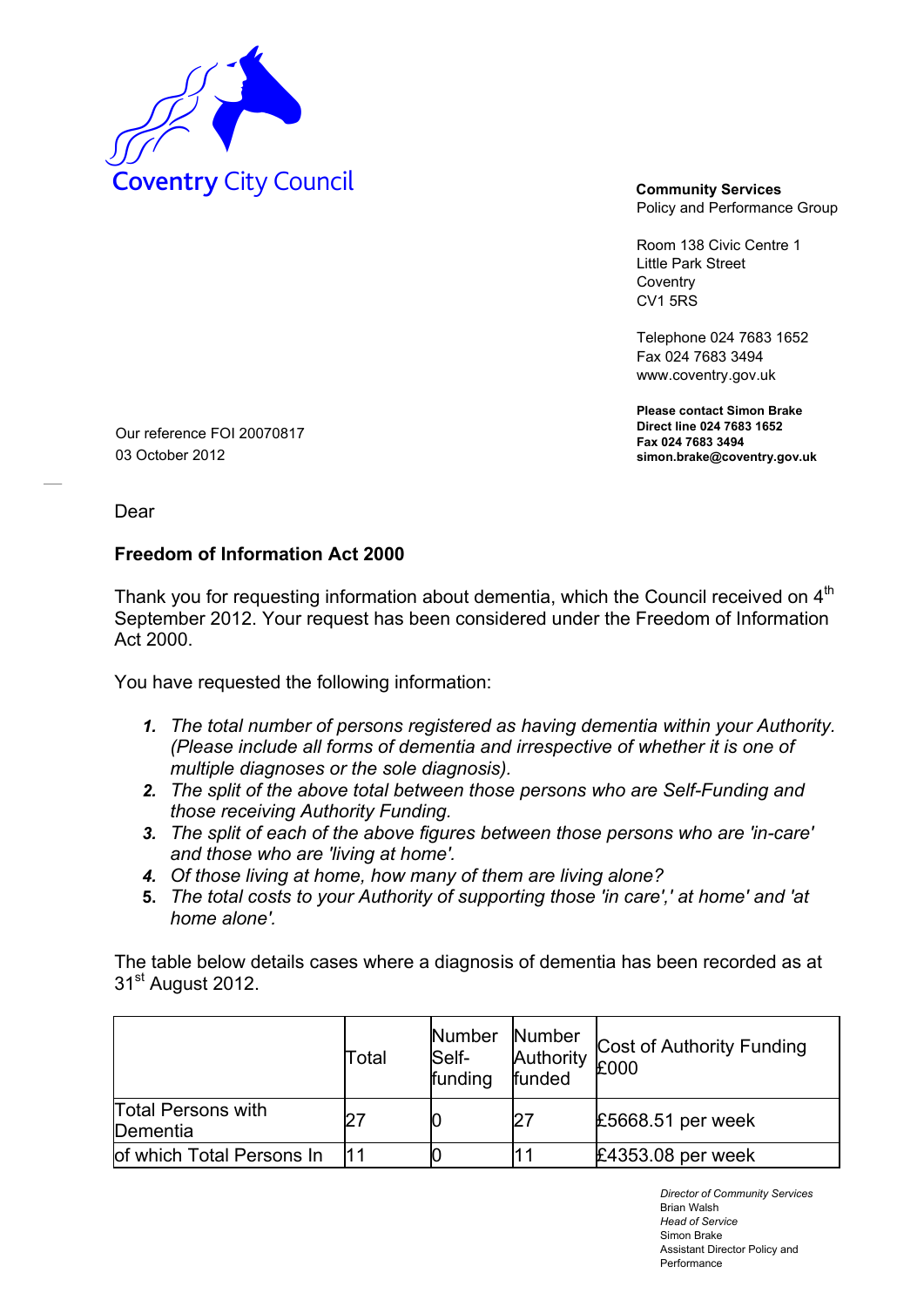Coventry City Council

**Community Services**
Policy and Performance Group

Room 138 Civic Centre 1
Little Park Street
Coventry
CV1 5RS

Telephone 024 7683 1652
Fax 024 7683 3494
www.coventry.gov.uk

**Please contact Simon Brake**
**Direct line 024 7683 1652**
**Fax 024 7683 3494**
**simon.brake@coventry.gov.uk**

Our reference FOI 20070817
03 October 2012

Dear

**Freedom of Information Act 2000**

Thank you for requesting information about dementia, which the Council received on 4th September 2012. Your request has been considered under the Freedom of Information Act 2000.

You have requested the following information:

1. *The total number of persons registered as having dementia within your Authority. (Please include all forms of dementia and irrespective of whether it is one of multiple diagnoses or the sole diagnosis).*
2. *The split of the above total between those persons who are Self-Funding and those receiving Authority Funding.*
3. *The split of each of the above figures between those persons who are 'in-care' and those who are 'living at home'.*
4. *Of those living at home, how many of them are living alone?*
5. *The total costs to your Authority of supporting those 'in care',' at home' and 'at home alone'.*

The table below details cases where a diagnosis of dementia has been recorded as at 31st August 2012.

| | Total | Number Self-funding | Number Authority funded | Cost of Authority Funding £000 |
|---|---|---|---|---|
| Total Persons with Dementia | 27 | 0 | 27 | £5668.51 per week |
| of which Total Persons In | 11 | 0 | 11 | £4353.08 per week |

*Director of Community Services*
Brian Walsh
*Head of Service*
Simon Brake
Assistant Director Policy and Performance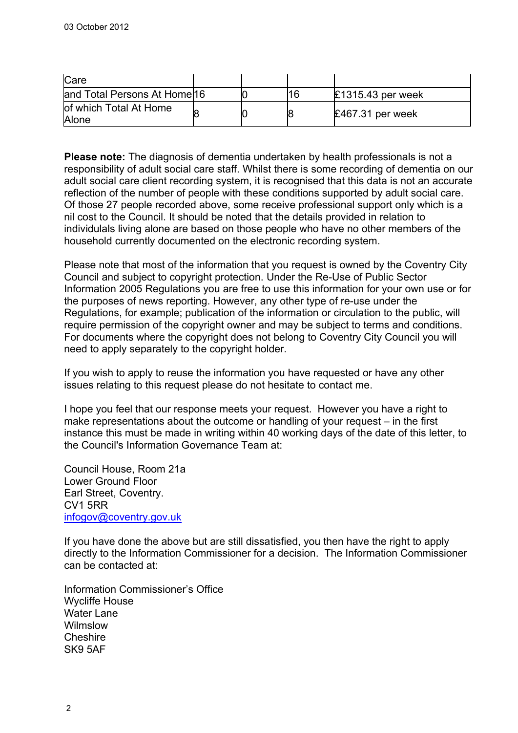| Care | | | | |
|---|---|---|---|---|
| and Total Persons At Home | 16 | 0 | 16 | £1315.43 per week |
| of which Total At Home Alone | 8 | 0 | 8 | £467.31 per week |

**Please note:** The diagnosis of dementia undertaken by health professionals is not a responsibility of adult social care staff. Whilst there is some recording of dementia on our adult social care client recording system, it is recognised that this data is not an accurate reflection of the number of people with these conditions supported by adult social care. Of those 27 people recorded above, some receive professional support only which is a nil cost to the Council. It should be noted that the details provided in relation to individulals living alone are based on those people who have no other members of the household currently documented on the electronic recording system.

Please note that most of the information that you request is owned by the Coventry City Council and subject to copyright protection. Under the Re-Use of Public Sector Information 2005 Regulations you are free to use this information for your own use or for the purposes of news reporting. However, any other type of re-use under the Regulations, for example; publication of the information or circulation to the public, will require permission of the copyright owner and may be subject to terms and conditions. For documents where the copyright does not belong to Coventry City Council you will need to apply separately to the copyright holder.

If you wish to apply to reuse the information you have requested or have any other issues relating to this request please do not hesitate to contact me.

I hope you feel that our response meets your request. However you have a right to make representations about the outcome or handling of your request – in the first instance this must be made in writing within 40 working days of the date of this letter, to the Council's Information Governance Team at:

Council House, Room 21a
Lower Ground Floor
Earl Street, Coventry.
CV1 5RR
infogov@coventry.gov.uk

If you have done the above but are still dissatisfied, you then have the right to apply directly to the Information Commissioner for a decision. The Information Commissioner can be contacted at:

Information Commissioner's Office
Wycliffe House
Water Lane
Wilmslow
Cheshire
SK9 5AF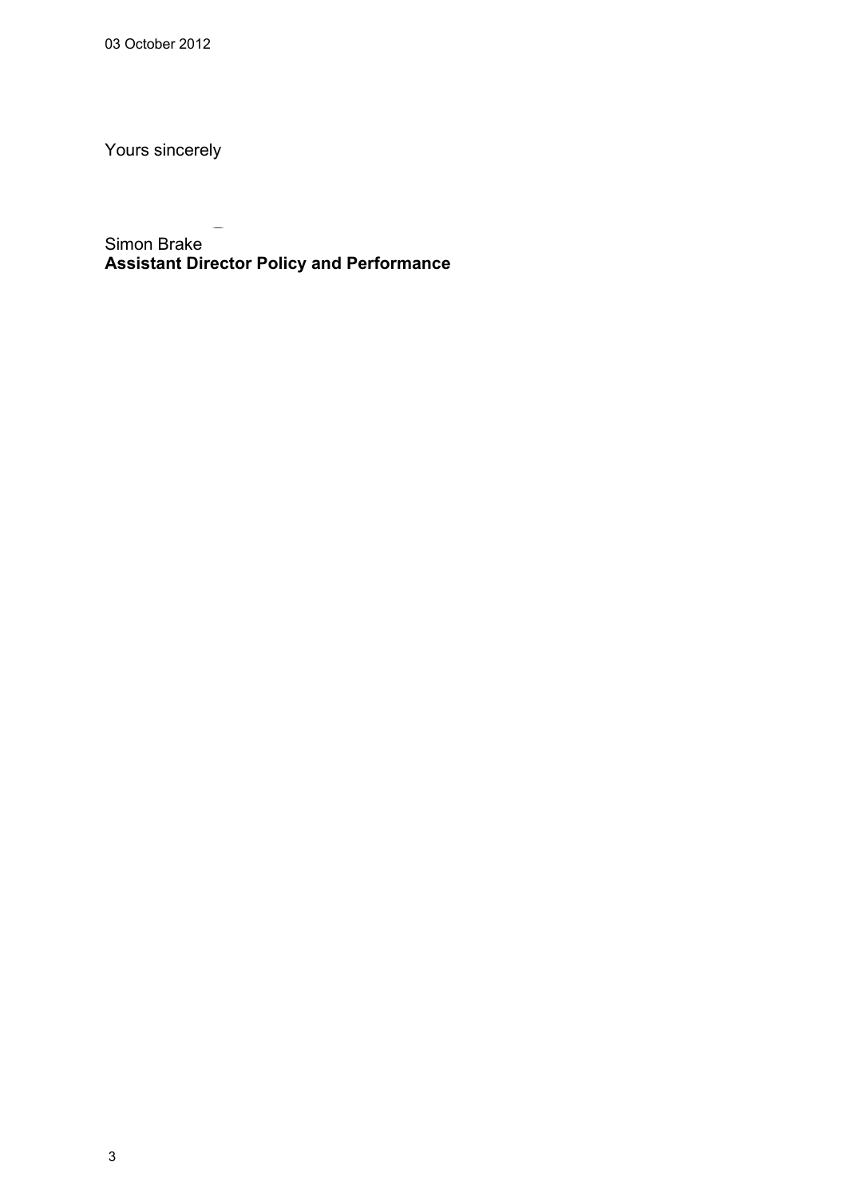03 October 2012

Yours sincerely

Simon Brake
**Assistant Director Policy and Performance**